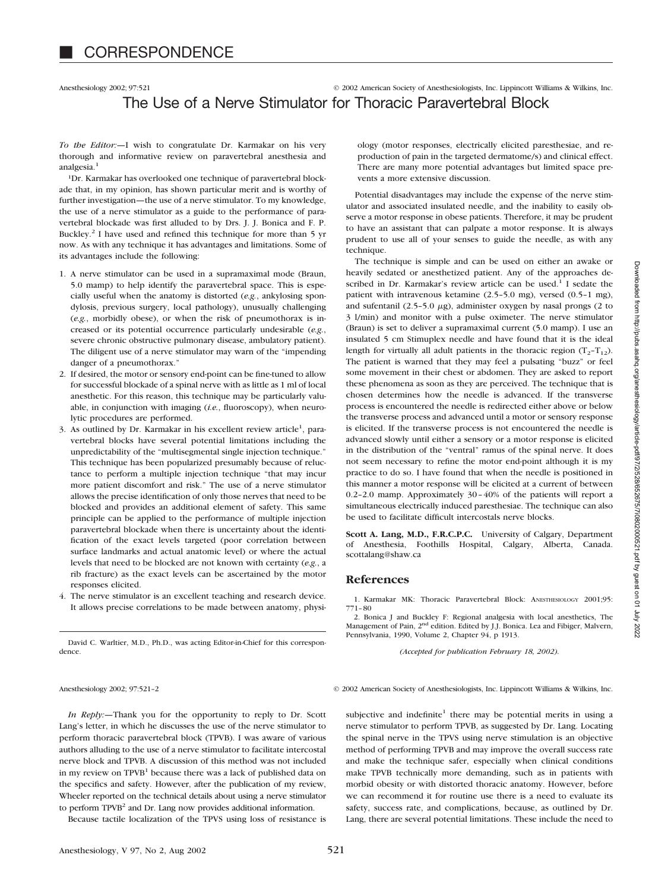# CORRESPONDENCE

## The Use of a Nerve Stimulator for Thoracic Paravertebral Block

*To the Editor:*—I wish to congratulate Dr. Karmakar on his very thorough and informative review on paravertebral anesthesia and analgesia.[1]

Dr. Karmakar has overlooked one technique of paravertebral blockade that, in my opinion, has shown particular merit and is worthy of further investigation—the use of a nerve stimulator. To my knowledge, the use of a nerve stimulator as a guide to the performance of paravertebral blockade was first alluded to by Drs. J. J. Bonica and F. P. Buckley.[2] I have used and refined this technique for more than 5 yr now. As with any technique it has advantages and limitations. Some of its advantages include the following:

1. A nerve stimulator can be used in a supramaximal mode (Braun, 5.0 mamp) to help identify the paravertebral space. This is especially useful when the anatomy is distorted (*e.g.*, ankylosing spondylosis, previous surgery, local pathology), unusually challenging (*e.g.*, morbidly obese), or when the risk of pneumothorax is increased or its potential occurrence particularly undesirable (*e.g.*, severe chronic obstructive pulmonary disease, ambulatory patient). The diligent use of a nerve stimulator may warn of the "impending danger of a pneumothorax."
2. If desired, the motor or sensory end-point can be fine-tuned to allow for successful blockade of a spinal nerve with as little as 1 ml of local anesthetic. For this reason, this technique may be particularly valuable, in conjunction with imaging (*i.e.*, fluoroscopy), when neurolytic procedures are performed.
3. As outlined by Dr. Karmakar in his excellent review article[1], paravertebral blocks have several potential limitations including the unpredictability of the "multisegmental single injection technique." This technique has been popularized presumably because of reluctance to perform a multiple injection technique "that may incur more patient discomfort and risk." The use of a nerve stimulator allows the precise identification of only those nerves that need to be blocked and provides an additional element of safety. This same principle can be applied to the performance of multiple injection paravertebral blockade when there is uncertainty about the identification of the exact levels targeted (poor correlation between surface landmarks and actual anatomic level) or where the actual levels that need to be blocked are not known with certainty (*e.g.*, a rib fracture) as the exact levels can be ascertained by the motor responses elicited.
4. The nerve stimulator is an excellent teaching and research device. It allows precise correlations to be made between anatomy, physiology (motor responses, electrically elicited paresthesiae, and reproduction of pain in the targeted dermatome/s) and clinical effect. There are many more potential advantages but limited space prevents a more extensive discussion.

Potential disadvantages may include the expense of the nerve stimulator and associated insulated needle, and the inability to easily observe a motor response in obese patients. Therefore, it may be prudent to have an assistant that can palpate a motor response. It is always prudent to use all of your senses to guide the needle, as with any technique.

The technique is simple and can be used on either an awake or heavily sedated or anesthetized patient. Any of the approaches described in Dr. Karmakar's review article can be used.[1] I sedate the patient with intravenous ketamine (2.5–5.0 mg), versed (0.5–1 mg), and sufentanil (2.5–5.0 $\mu$g), administer oxygen by nasal prongs (2 to 3 l/min) and monitor with a pulse oximeter. The nerve stimulator (Braun) is set to deliver a supramaximal current (5.0 mamp). I use an insulated 5 cm Stimuplex needle and have found that it is the ideal length for virtually all adult patients in the thoracic region ($T_2$–$T_{12}$). The patient is warned that they may feel a pulsating "buzz" or feel some movement in their chest or abdomen. They are asked to report these phenomena as soon as they are perceived. The technique that is chosen determines how the needle is advanced. If the transverse process is encountered the needle is redirected either above or below the transverse process and advanced until a motor or sensory response is elicited. If the transverse process is not encountered the needle is advanced slowly until either a sensory or a motor response is elicited in the distribution of the "ventral" ramus of the spinal nerve. It does not seem necessary to refine the motor end-point although it is my practice to do so. I have found that when the needle is positioned in this manner a motor response will be elicited at a current of between 0.2–2.0 mamp. Approximately 30–40% of the patients will report a simultaneous electrically induced paresthesiae. The technique can also be used to facilitate difficult intercostals nerve blocks.

**Scott A. Lang, M.D., F.R.C.P.C.** University of Calgary, Department of Anesthesia, Foothills Hospital, Calgary, Alberta, Canada. scottalang@shaw.ca

### References

1. Karmakar MK: Thoracic Paravertebral Block: ANESTHESIOLOGY 2001;95: 771–80
2. Bonica J and Buckley F: Regional analgesia with local anesthetics, The Management of Pain, 2nd edition. Edited by J.J. Bonica. Lea and Fibiger, Malvern, Pennsylvania, 1990, Volume 2, Chapter 94, p 1913.

*(Accepted for publication February 18, 2002).*

David C. Warltier, M.D., Ph.D., was acting Editor-in-Chief for this correspondence.

---

*In Reply:*—Thank you for the opportunity to reply to Dr. Scott Lang's letter, in which he discusses the use of the nerve stimulator to perform thoracic paravertebral block (TPVB). I was aware of various authors alluding to the use of a nerve stimulator to facilitate intercostal nerve block and TPVB. A discussion of this method was not included in my review on TPVB[1] because there was a lack of published data on the specifics and safety. However, after the publication of my review, Wheeler reported on the technical details about using a nerve stimulator to perform TPVB[2] and Dr. Lang now provides additional information.

Because tactile localization of the TPVS using loss of resistance is subjective and indefinite[1] there may be potential merits in using a nerve stimulator to perform TPVB, as suggested by Dr. Lang. Locating the spinal nerve in the TPVS using nerve stimulation is an objective method of performing TPVB and may improve the overall success rate and make the technique safer, especially when clinical conditions make TPVB technically more demanding, such as in patients with morbid obesity or with distorted thoracic anatomy. However, before we can recommend it for routine use there is a need to evaluate its safety, success rate, and complications, because, as outlined by Dr. Lang, there are several potential limitations. These include the need to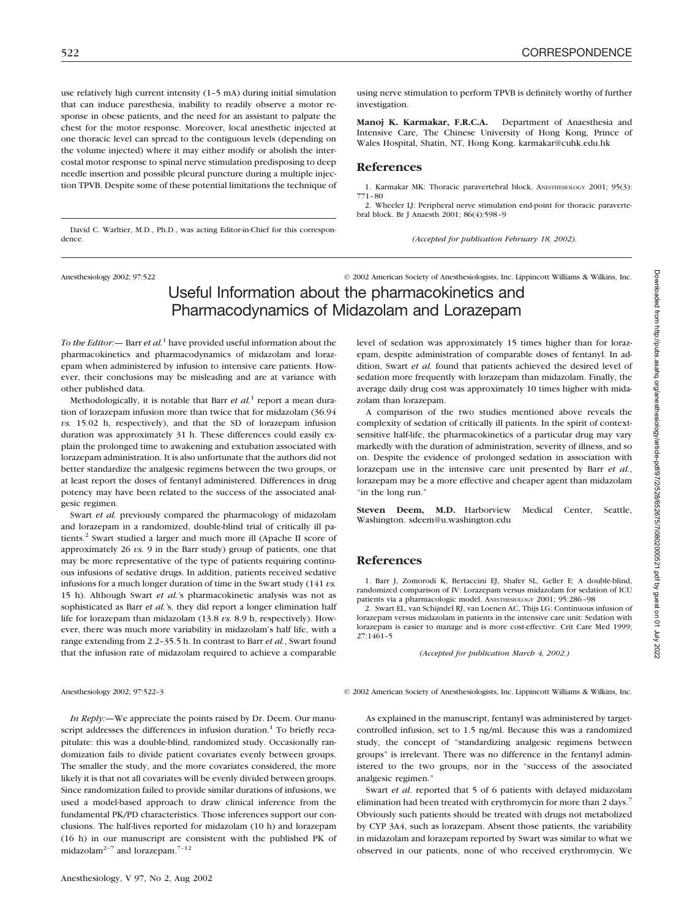use relatively high current intensity (1–5 mA) during initial simulation that can induce paresthesia, inability to readily observe a motor response in obese patients, and the need for an assistant to palpate the chest for the motor response. Moreover, local anesthetic injected at one thoracic level can spread to the contiguous levels (depending on the volume injected) where it may either modify or abolish the intercostal motor response to spinal nerve stimulation predisposing to deep needle insertion and possible pleural puncture during a multiple injection TPVB. Despite some of these potential limitations the technique of using nerve stimulation to perform TPVB is definitely worthy of further investigation.

**Manoj K. Karmakar, F.R.C.A.** Department of Anaesthesia and Intensive Care, The Chinese University of Hong Kong, Prince of Wales Hospital, Shatin, NT, Hong Kong. karmakar@cuhk.edu.hk

## References

1. Karmakar MK: Thoracic paravertebral block. ANESTHESIOLOGY 2001; 95(3): 771–80
2. Wheeler LJ: Peripheral nerve stimulation end-point for thoracic paravertebral block. Br J Anaesth 2001; 86(4):598–9

David C. Warltier, M.D., Ph.D., was acting Editor-in-Chief for this correspondence.

*(Accepted for publication February 18, 2002).*

Anesthesiology 2002; 97:522 © 2002 American Society of Anesthesiologists, Inc. Lippincott Williams & Wilkins, Inc.

# Useful Information about the pharmacokinetics and Pharmacodynamics of Midazolam and Lorazepam

*To the Editor:*— Barr *et al.*[1] have provided useful information about the pharmacokinetics and pharmacodynamics of midazolam and lorazepam when administered by infusion to intensive care patients. However, their conclusions may be misleading and are at variance with other published data.

Methodologically, it is notable that Barr *et al.*[1] report a mean duration of lorazepam infusion more than twice that for midazolam (36.94 *vs.* 15.02 h, respectively), and that the SD of lorazepam infusion duration was approximately 31 h. These differences could easily explain the prolonged time to awakening and extubation associated with lorazepam administration. It is also unfortunate that the authors did not better standardize the analgesic regimens between the two groups, or at least report the doses of fentanyl administered. Differences in drug potency may have been related to the success of the associated analgesic regimen.

Swart *et al.* previously compared the pharmacology of midazolam and lorazepam in a randomized, double-blind trial of critically ill patients.[2] Swart studied a larger and much more ill (Apache II score of approximately 26 *vs.* 9 in the Barr study) group of patients, one that may be more representative of the type of patients requiring continuous infusions of sedative drugs. In addition, patients received sedative infusions for a much longer duration of time in the Swart study (141 *vs.* 15 h). Although Swart *et al.*'s pharmacokinetic analysis was not as sophisticated as Barr *et al.*'s, they did report a longer elimination half life for lorazepam than midazolam (13.8 *vs.* 8.9 h, respectively). However, there was much more variability in midazolam's half life, with a range extending from 2.2–35.5 h. In contrast to Barr *et al.*, Swart found that the infusion rate of midazolam required to achieve a comparable level of sedation was approximately 15 times higher than for lorazepam, despite administration of comparable doses of fentanyl. In addition, Swart *et al.* found that patients achieved the desired level of sedation more frequently with lorazepam than midazolam. Finally, the average daily drug cost was approximately 10 times higher with midazolam than lorazepam.

A comparison of the two studies mentioned above reveals the complexity of sedation of critically ill patients. In the spirit of context-sensitive half-life, the pharmacokinetics of a particular drug may vary markedly with the duration of administration, severity of illness, and so on. Despite the evidence of prolonged sedation in association with lorazepam use in the intensive care unit presented by Barr *et al.*, lorazepam may be a more effective and cheaper agent than midazolam "in the long run."

**Steven Deem, M.D.** Harborview Medical Center, Seattle, Washington. sdeem@u.washington.edu

## References

1. Barr J, Zomorodi K, Bertaccini EJ, Shafer SL, Geller E: A double-blind, randomized comparison of IV: Lorazepam versus midazolam for sedation of ICU patients via a pharmacologic model. ANESTHESIOLOGY 2001; 95:286–98
2. Swart EL, van Schijndel RJ, van Loenen AC, Thijs LG: Continuous infusion of lorazepam versus midazolam in patients in the intensive care unit: Sedation with lorazepam is easier to manage and is more cost-effective. Crit Care Med 1999; 27:1461–5

*(Accepted for publication March 4, 2002.)*

Anesthesiology 2002; 97:522–3 © 2002 American Society of Anesthesiologists, Inc. Lippincott Williams & Wilkins, Inc.

*In Reply:*—We appreciate the points raised by Dr. Deem. Our manuscript addresses the differences in infusion duration.[1] To briefly recapitulate: this was a double-blind, randomized study. Occasionally randomization fails to divide patient covariates evenly between groups. The smaller the study, and the more covariates considered, the more likely it is that not all covariates will be evenly divided between groups. Since randomization failed to provide similar durations of infusions, we used a model-based approach to draw clinical inference from the fundamental PK/PD characteristics. Those inferences support our conclusions. The half-lives reported for midazolam (10 h) and lorazepam (16 h) in our manuscript are consistent with the published PK of midazolam[2–7] and lorazepam.[7–12]

As explained in the manuscript, fentanyl was administered by target-controlled infusion, set to 1.5 ng/ml. Because this was a randomized study, the concept of "standardizing analgesic regimens between groups" is irrelevant. There was no difference in the fentanyl administered to the two groups, nor in the "success of the associated analgesic regimen."

Swart *et al.* reported that 5 of 6 patients with delayed midazolam elimination had been treated with erythromycin for more than 2 days.[7] Obviously such patients should be treated with drugs not metabolized by CYP 3A4, such as lorazepam. Absent those patients, the variability in midazolam and lorazepam reported by Swart was similar to what we observed in our patients, none of who received erythromycin. We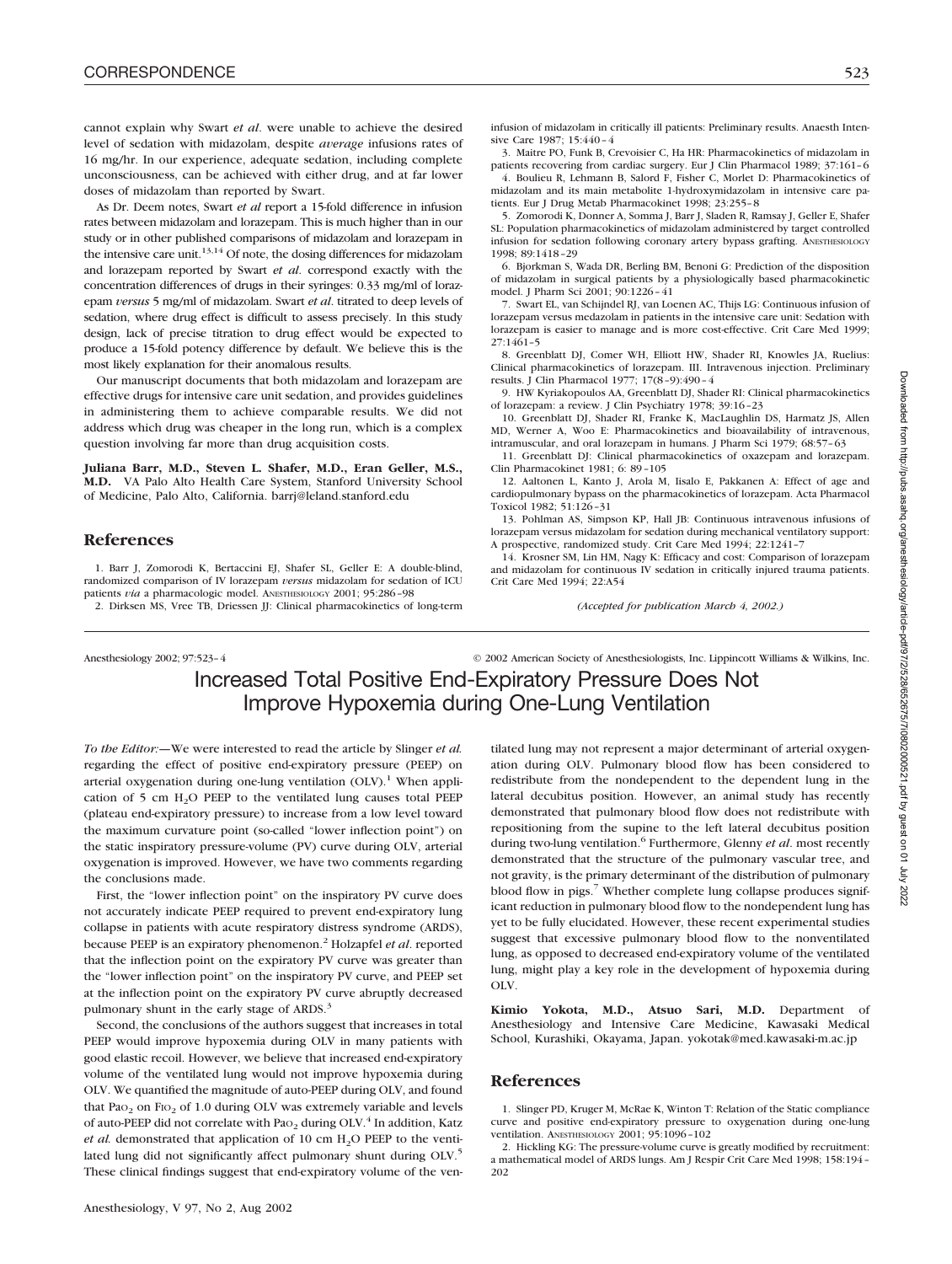cannot explain why Swart *et al.* were unable to achieve the desired level of sedation with midazolam, despite *average* infusions rates of 16 mg/hr. In our experience, adequate sedation, including complete unconsciousness, can be achieved with either drug, and at far lower doses of midazolam than reported by Swart.

As Dr. Deem notes, Swart *et al* report a 15-fold difference in infusion rates between midazolam and lorazepam. This is much higher than in our study or in other published comparisons of midazolam and lorazepam in the intensive care unit.[13,14] Of note, the dosing differences for midazolam and lorazepam reported by Swart *et al.* correspond exactly with the concentration differences of drugs in their syringes: 0.33 mg/ml of lorazepam *versus* 5 mg/ml of midazolam. Swart *et al.* titrated to deep levels of sedation, where drug effect is difficult to assess precisely. In this study design, lack of precise titration to drug effect would be expected to produce a 15-fold potency difference by default. We believe this is the most likely explanation for their anomalous results.

Our manuscript documents that both midazolam and lorazepam are effective drugs for intensive care unit sedation, and provides guidelines in administering them to achieve comparable results. We did not address which drug was cheaper in the long run, which is a complex question involving far more than drug acquisition costs.

**Juliana Barr, M.D., Steven L. Shafer, M.D., Eran Geller, M.S., M.D.** VA Palo Alto Health Care System, Stanford University School of Medicine, Palo Alto, California. barrj@leland.stanford.edu

## References

1. Barr J, Zomorodi K, Bertaccini EJ, Shafer SL, Geller E: A double-blind, randomized comparison of IV lorazepam *versus* midazolam for sedation of ICU patients *via* a pharmacologic model. Anesthesiology 2001; 95:286–98
2. Dirksen MS, Vree TB, Driessen JJ: Clinical pharmacokinetics of long-term infusion of midazolam in critically ill patients: Preliminary results. Anaesth Intensive Care 1987; 15:440–4
3. Maitre PO, Funk B, Crevoisier C, Ha HR: Pharmacokinetics of midazolam in patients recovering from cardiac surgery. Eur J Clin Pharmacol 1989; 37:161–6
4. Boulieu R, Lehmann B, Salord F, Fisher C, Morlet D: Pharmacokinetics of midazolam and its main metabolite 1-hydroxymidazolam in intensive care patients. Eur J Drug Metab Pharmacokinet 1998; 23:255–8
5. Zomorodi K, Donner A, Somma J, Barr J, Sladen R, Ramsay J, Geller E, Shafer SL: Population pharmacokinetics of midazolam administered by target controlled infusion for sedation following coronary artery bypass grafting. Anesthesiology 1998; 89:1418–29
6. Bjorkman S, Wada DR, Berling BM, Benoni G: Prediction of the disposition of midazolam in surgical patients by a physiologically based pharmacokinetic model. J Pharm Sci 2001; 90:1226–41
7. Swart EL, van Schijndel RJ, van Loenen AC, Thijs LG: Continuous infusion of lorazepam versus medazolam in patients in the intensive care unit: Sedation with lorazepam is easier to manage and is more cost-effective. Crit Care Med 1999; 27:1461–5
8. Greenblatt DJ, Comer WH, Elliott HW, Shader RI, Knowles JA, Ruelius: Clinical pharmacokinetics of lorazepam. III. Intravenous injection. Preliminary results. J Clin Pharmacol 1977; 17(8–9):490–4
9. HW Kyriakopoulos AA, Greenblatt DJ, Shader RI: Clinical pharmacokinetics of lorazepam: a review. J Clin Psychiatry 1978; 39:16–23
10. Greenblatt DJ, Shader RI, Franke K, MacLaughlin DS, Harmatz JS, Allen MD, Werner A, Woo E: Pharmacokinetics and bioavailability of intravenous, intramuscular, and oral lorazepam in humans. J Pharm Sci 1979; 68:57–63
11. Greenblatt DJ: Clinical pharmacokinetics of oxazepam and lorazepam. Clin Pharmacokinet 1981; 6: 89–105
12. Aaltonen L, Kanto J, Arola M, Iisalo E, Pakkanen A: Effect of age and cardiopulmonary bypass on the pharmacokinetics of lorazepam. Acta Pharmacol Toxicol 1982; 51:126–31
13. Pohlman AS, Simpson KP, Hall JB: Continuous intravenous infusions of lorazepam versus midazolam for sedation during mechanical ventilatory support: A prospective, randomized study. Crit Care Med 1994; 22:1241–7
14. Krosner SM, Lin HM, Nagy K: Efficacy and cost: Comparison of lorazepam and midazolam for continuous IV sedation in critically injured trauma patients. Crit Care Med 1994; 22:A54

*(Accepted for publication March 4, 2002.)*

# Increased Total Positive End-Expiratory Pressure Does Not Improve Hypoxemia during One-Lung Ventilation

*To the Editor:*—We were interested to read the article by Slinger *et al.* regarding the effect of positive end-expiratory pressure (PEEP) on arterial oxygenation during one-lung ventilation (OLV).[1] When application of 5 cm $H_2O$ PEEP to the ventilated lung causes total PEEP (plateau end-expiratory pressure) to increase from a low level toward the maximum curvature point (so-called "lower inflection point") on the static inspiratory pressure-volume (PV) curve during OLV, arterial oxygenation is improved. However, we have two comments regarding the conclusions made.

First, the "lower inflection point" on the inspiratory PV curve does not accurately indicate PEEP required to prevent end-expiratory lung collapse in patients with acute respiratory distress syndrome (ARDS), because PEEP is an expiratory phenomenon.[2] Holzapfel *et al.* reported that the inflection point on the expiratory PV curve was greater than the "lower inflection point" on the inspiratory PV curve, and PEEP set at the inflection point on the expiratory PV curve abruptly decreased pulmonary shunt in the early stage of ARDS.[3]

Second, the conclusions of the authors suggest that increases in total PEEP would improve hypoxemia during OLV in many patients with good elastic recoil. However, we believe that increased end-expiratory volume of the ventilated lung would not improve hypoxemia during OLV. We quantified the magnitude of auto-PEEP during OLV, and found that $Pa_{O_2}$ on $F_{IO_2}$ of 1.0 during OLV was extremely variable and levels of auto-PEEP did not correlate with $Pa_{O_2}$ during OLV.[4] In addition, Katz *et al.* demonstrated that application of 10 cm $H_2O$ PEEP to the ventilated lung did not significantly affect pulmonary shunt during OLV.[5] These clinical findings suggest that end-expiratory volume of the ventilated lung may not represent a major determinant of arterial oxygenation during OLV. Pulmonary blood flow has been considered to redistribute from the nondependent to the dependent lung in the lateral decubitus position. However, an animal study has recently demonstrated that pulmonary blood flow does not redistribute with repositioning from the supine to the left lateral decubitus position during two-lung ventilation.[6] Furthermore, Glenny *et al.* most recently demonstrated that the structure of the pulmonary vascular tree, and not gravity, is the primary determinant of the distribution of pulmonary blood flow in pigs.[7] Whether complete lung collapse produces significant reduction in pulmonary blood flow to the nondependent lung has yet to be fully elucidated. However, these recent experimental studies suggest that excessive pulmonary blood flow to the nonventilated lung, as opposed to decreased end-expiratory volume of the ventilated lung, might play a key role in the development of hypoxemia during OLV.

**Kimio Yokota, M.D., Atsuo Sari, M.D.** Department of Anesthesiology and Intensive Care Medicine, Kawasaki Medical School, Kurashiki, Okayama, Japan. yokotak@med.kawasaki-m.ac.jp

## References

1. Slinger PD, Kruger M, McRae K, Winton T: Relation of the Static compliance curve and positive end-expiratory pressure to oxygenation during one-lung ventilation. Anesthesiology 2001; 95:1096–102
2. Hickling KG: The pressure-volume curve is greatly modified by recruitment: a mathematical model of ARDS lungs. Am J Respir Crit Care Med 1998; 158:194–202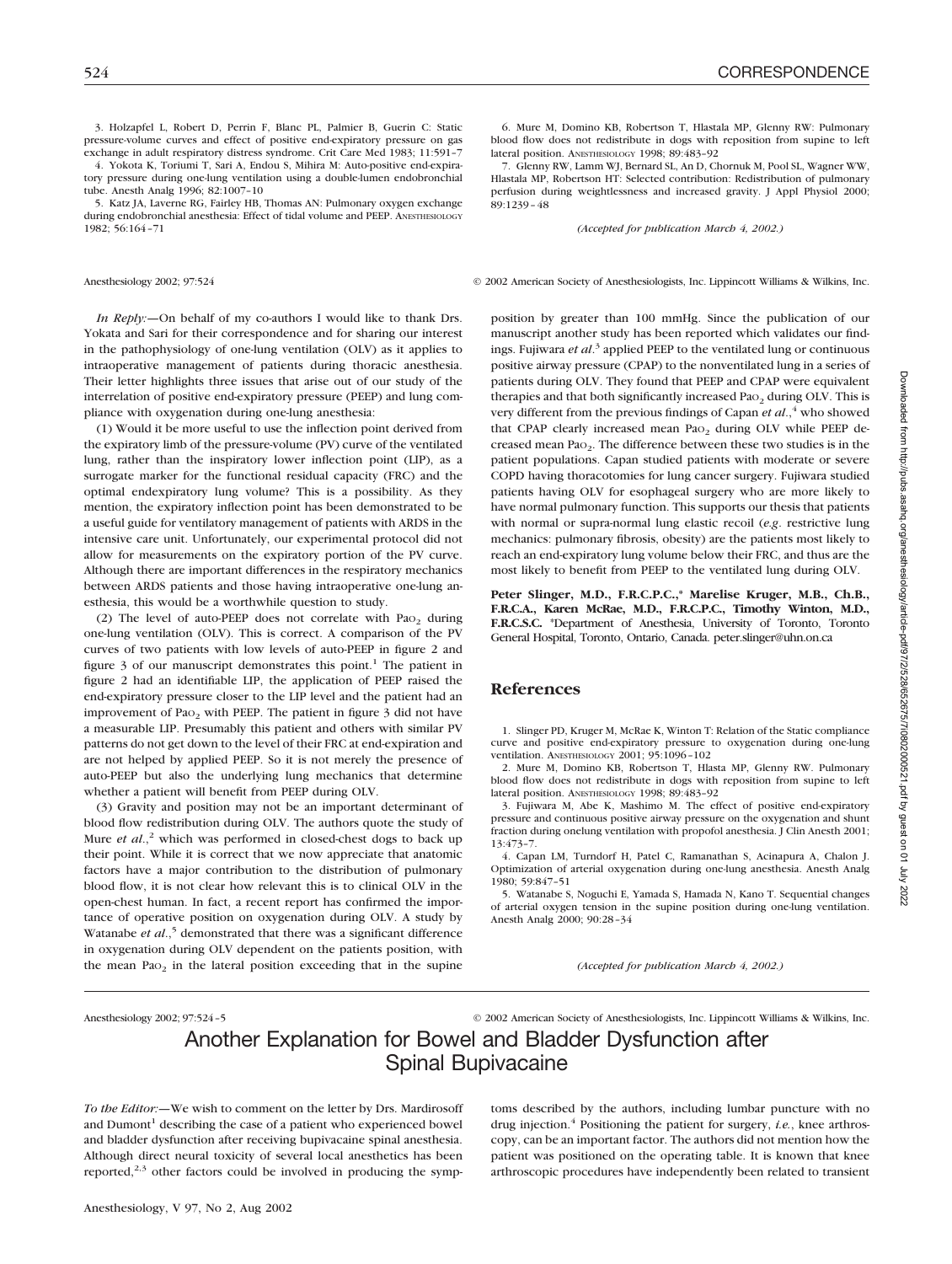3. Holzapfel L, Robert D, Perrin F, Blanc PL, Palmier B, Guerin C: Static pressure-volume curves and effect of positive end-expiratory pressure on gas exchange in adult respiratory distress syndrome. Crit Care Med 1983; 11:591–7

4. Yokota K, Toriumi T, Sari A, Endou S, Mihira M: Auto-positive end-expiratory pressure during one-lung ventilation using a double-lumen endobronchial tube. Anesth Analg 1996; 82:1007–10

5. Katz JA, Laverne RG, Fairley HB, Thomas AN: Pulmonary oxygen exchange during endobronchial anesthesia: Effect of tidal volume and PEEP. ANESTHESIOLOGY 1982; 56:164–71

6. Mure M, Domino KB, Robertson T, Hlastala MP, Glenny RW: Pulmonary blood flow does not redistribute in dogs with reposition from supine to left lateral position. ANESTHESIOLOGY 1998; 89:483–92

7. Glenny RW, Lamm WJ, Bernard SL, An D, Chornuk M, Pool SL, Wagner WW, Hlastala MP, Robertson HT: Selected contribution: Redistribution of pulmonary perfusion during weightlessness and increased gravity. J Appl Physiol 2000; 89:1239–48

*(Accepted for publication March 4, 2002.)*

Anesthesiology 2002; 97:524 © 2002 American Society of Anesthesiologists, Inc. Lippincott Williams & Wilkins, Inc.

*In Reply:*—On behalf of my co-authors I would like to thank Drs. Yokata and Sari for their correspondence and for sharing our interest in the pathophysiology of one-lung ventilation (OLV) as it applies to intraoperative management of patients during thoracic anesthesia. Their letter highlights three issues that arise out of our study of the interrelation of positive end-expiratory pressure (PEEP) and lung compliance with oxygenation during one-lung anesthesia:

(1) Would it be more useful to use the inflection point derived from the expiratory limb of the pressure-volume (PV) curve of the ventilated lung, rather than the inspiratory lower inflection point (LIP), as a surrogate marker for the functional residual capacity (FRC) and the optimal endexpiratory lung volume? This is a possibility. As they mention, the expiratory inflection point has been demonstrated to be a useful guide for ventilatory management of patients with ARDS in the intensive care unit. Unfortunately, our experimental protocol did not allow for measurements on the expiratory portion of the PV curve. Although there are important differences in the respiratory mechanics between ARDS patients and those having intraoperative one-lung anesthesia, this would be a worthwhile question to study.

(2) The level of auto-PEEP does not correlate with $Pa_{O_2}$ during one-lung ventilation (OLV). This is correct. A comparison of the PV curves of two patients with low levels of auto-PEEP in figure 2 and figure 3 of our manuscript demonstrates this point.[1] The patient in figure 2 had an identifiable LIP, the application of PEEP raised the end-expiratory pressure closer to the LIP level and the patient had an improvement of $Pa_{O_2}$ with PEEP. The patient in figure 3 did not have a measurable LIP. Presumably this patient and others with similar PV patterns do not get down to the level of their FRC at end-expiration and are not helped by applied PEEP. So it is not merely the presence of auto-PEEP but also the underlying lung mechanics that determine whether a patient will benefit from PEEP during OLV.

(3) Gravity and position may not be an important determinant of blood flow redistribution during OLV. The authors quote the study of Mure *et al.*,[2] which was performed in closed-chest dogs to back up their point. While it is correct that we now appreciate that anatomic factors have a major contribution to the distribution of pulmonary blood flow, it is not clear how relevant this is to clinical OLV in the open-chest human. In fact, a recent report has confirmed the importance of operative position on oxygenation during OLV. A study by Watanabe *et al.*,[5] demonstrated that there was a significant difference in oxygenation during OLV dependent on the patients position, with the mean $Pa_{O_2}$ in the lateral position exceeding that in the supine position by greater than 100 mmHg. Since the publication of our manuscript another study has been reported which validates our findings. Fujiwara *et al.*[3] applied PEEP to the ventilated lung or continuous positive airway pressure (CPAP) to the nonventilated lung in a series of patients during OLV. They found that PEEP and CPAP were equivalent therapies and that both significantly increased $Pa_{O_2}$ during OLV. This is very different from the previous findings of Capan *et al.*,[4] who showed that CPAP clearly increased mean $Pa_{O_2}$ during OLV while PEEP decreased mean $Pa_{O_2}$. The difference between these two studies is in the patient populations. Capan studied patients with moderate or severe COPD having thoracotomies for lung cancer surgery. Fujiwara studied patients having OLV for esophageal surgery who are more likely to have normal pulmonary function. This supports our thesis that patients with normal or supra-normal lung elastic recoil (*e.g.* restrictive lung mechanics: pulmonary fibrosis, obesity) are the patients most likely to reach an end-expiratory lung volume below their FRC, and thus are the most likely to benefit from PEEP to the ventilated lung during OLV.

**Peter Slinger, M.D., F.R.C.P.C.,\* Marelise Kruger, M.B., Ch.B., F.R.C.A., Karen McRae, M.D., F.R.C.P.C., Timothy Winton, M.D., F.R.C.S.C.** \*Department of Anesthesia, University of Toronto, Toronto General Hospital, Toronto, Ontario, Canada. peter.slinger@uhn.on.ca

## References

1. Slinger PD, Kruger M, McRae K, Winton T: Relation of the Static compliance curve and positive end-expiratory pressure to oxygenation during one-lung ventilation. ANESTHESIOLOGY 2001; 95:1096–102

2. Mure M, Domino KB, Robertson T, Hlasta MP, Glenny RW. Pulmonary blood flow does not redistribute in dogs with reposition from supine to left lateral position. ANESTHESIOLOGY 1998; 89:483–92

3. Fujiwara M, Abe K, Mashimo M. The effect of positive end-expiratory pressure and continuous positive airway pressure on the oxygenation and shunt fraction during onelung ventilation with propofol anesthesia. J Clin Anesth 2001; 13:473–7.

4. Capan LM, Turndorf H, Patel C, Ramanathan S, Acinapura A, Chalon J. Optimization of arterial oxygenation during one-lung anesthesia. Anesth Analg 1980; 59:847–51

5. Watanabe S, Noguchi E, Yamada S, Hamada N, Kano T. Sequential changes of arterial oxygen tension in the supine position during one-lung ventilation. Anesth Analg 2000; 90:28–34

*(Accepted for publication March 4, 2002.)*

Anesthesiology 2002; 97:524–5 © 2002 American Society of Anesthesiologists, Inc. Lippincott Williams & Wilkins, Inc.

# Another Explanation for Bowel and Bladder Dysfunction after Spinal Bupivacaine

*To the Editor:*—We wish to comment on the letter by Drs. Mardirosoff and Dumont[1] describing the case of a patient who experienced bowel and bladder dysfunction after receiving bupivacaine spinal anesthesia. Although direct neural toxicity of several local anesthetics has been reported,[2,3] other factors could be involved in producing the symptoms described by the authors, including lumbar puncture with no drug injection.[4] Positioning the patient for surgery, *i.e.*, knee arthroscopy, can be an important factor. The authors did not mention how the patient was positioned on the operating table. It is known that knee arthroscopic procedures have independently been related to transient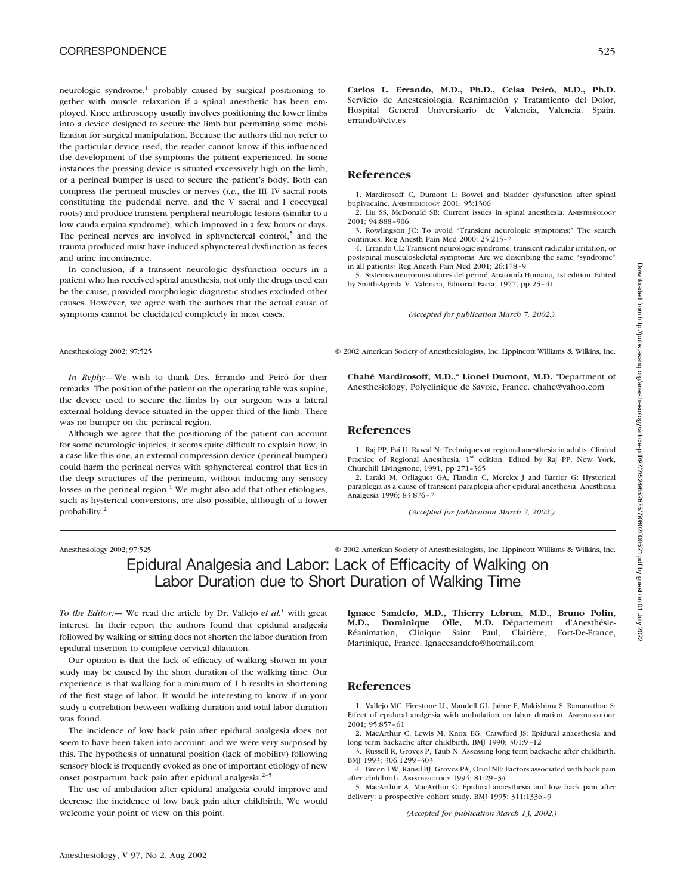neurologic syndrome,[1] probably caused by surgical positioning together with muscle relaxation if a spinal anesthetic has been employed. Knee arthroscopy usually involves positioning the lower limbs into a device designed to secure the limb but permitting some mobilization for surgical manipulation. Because the authors did not refer to the particular device used, the reader cannot know if this influenced the development of the symptoms the patient experienced. In some instances the pressing device is situated excessively high on the limb, or a perineal bumper is used to secure the patient's body. Both can compress the perineal muscles or nerves (*i.e.*, the III–IV sacral roots constituting the pudendal nerve, and the V sacral and I coccygeal roots) and produce transient peripheral neurologic lesions (similar to a low cauda equina syndrome), which improved in a few hours or days. The perineal nerves are involved in sphynctereal control,[5] and the trauma produced must have induced sphynctereal dysfunction as feces and urine incontinence.

In conclusion, if a transient neurologic dysfunction occurs in a patient who has received spinal anesthesia, not only the drugs used can be the cause, provided morphologic diagnostic studies excluded other causes. However, we agree with the authors that the actual cause of symptoms cannot be elucidated completely in most cases.

**Carlos L. Errando, M.D., Ph.D., Celsa Peiró, M.D., Ph.D.** Servicio de Anestesiología, Reanimación y Tratamiento del Dolor, Hospital General Universitario de Valencia, Valencia. Spain. errando@ctv.es

## References

1. Mardirosoff C, Dumont L: Bowel and bladder dysfunction after spinal bupivacaine. Anesthesiology 2001; 95:1306
2. Liu SS, McDonald SB: Current issues in spinal anesthesia. Anesthesiology 2001; 94:888–906
3. Rowlingson JC: To avoid "Transient neurologic symptoms:" The search continues. Reg Anesth Pain Med 2000; 25:215–7
4. Errando CL: Transient neurologic syndrome, transient radicular irritation, or postspinal musculoskeletal symptoms: Are we describing the same "syndrome" in all patients? Reg Anesth Pain Med 2001; 26:178–9
5. Sistemas neuromusculares del periné, Anatomía Humana, 1st edition. Edited by Smith-Agreda V. Valencia, Editorial Facta, 1977, pp 25–41

*(Accepted for publication March 7, 2002.)*

*In Reply:*—We wish to thank Drs. Errando and Peiró for their remarks. The position of the patient on the operating table was supine, the device used to secure the limbs by our surgeon was a lateral external holding device situated in the upper third of the limb. There was no bumper on the perineal region.

Although we agree that the positioning of the patient can account for some neurologic injuries, it seems quite difficult to explain how, in a case like this one, an external compression device (perineal bumper) could harm the perineal nerves with sphynctereal control that lies in the deep structures of the perineum, without inducing any sensory losses in the perineal region.[1] We might also add that other etiologies, such as hysterical conversions, are also possible, although of a lower probability.[2]

**Chahé Mardirosoff, M.D.,\* Lionel Dumont, M.D.** \*Department of Anesthesiology, Polyclinique de Savoie, France. chahe@yahoo.com

## References

1. Raj PP, Pai U, Rawal N: Techniques of regional anesthesia in adults, Clinical Practice of Regional Anesthesia, 1st edition. Edited by Raj PP. New York, Churchill Livingstone, 1991, pp 271–365
2. Laraki M, Orliaguet GA, Flandin C, Merckx J and Barrier G: Hysterical paraplegia as a cause of transient paraplegia after epidural anesthesia. Anesthesia Analgesia 1996; 83:876–7

*(Accepted for publication March 7, 2002.)*

# Epidural Analgesia and Labor: Lack of Efficacity of Walking on Labor Duration due to Short Duration of Walking Time

*To the Editor:*— We read the article by Dr. Vallejo *et al.*[1] with great interest. In their report the authors found that epidural analgesia followed by walking or sitting does not shorten the labor duration from epidural insertion to complete cervical dilatation.

Our opinion is that the lack of efficacy of walking shown in your study may be caused by the short duration of the walking time. Our experience is that walking for a minimum of 1 h results in shortening of the first stage of labor. It would be interesting to know if in your study a correlation between walking duration and total labor duration was found.

The incidence of low back pain after epidural analgesia does not seem to have been taken into account, and we were very surprised by this. The hypothesis of unnatural position (lack of mobility) following sensory block is frequently evoked as one of important etiology of new onset postpartum back pain after epidural analgesia.[2–5]

The use of ambulation after epidural analgesia could improve and decrease the incidence of low back pain after childbirth. We would welcome your point of view on this point.

**Ignace Sandefo, M.D., Thierry Lebrun, M.D., Bruno Polin, M.D., Dominique Olle, M.D.** Département d'Anesthésie-Réanimation, Clinique Saint Paul, Clairière, Fort-De-France, Martinique, France. Ignacesandefo@hotmail.com

## References

1. Vallejo MC, Firestone LL, Mandell GL, Jaime F, Makishima S, Ramanathan S: Effect of epidural analgesia with ambulation on labor duration. Anesthesiology 2001; 95:857–61
2. MacArthur C, Lewis M, Knox EG, Crawford JS: Epidural anaesthesia and long term backache after childbirth. BMJ 1990; 301:9–12
3. Russell R, Groves P, Taub N: Assessing long term backache after childbirth. BMJ 1993; 306:1299–303
4. Breen TW, Ransil BJ, Groves PA, Oriol NE: Factors associated with back pain after childbirth. Anesthesiology 1994; 81:29–34
5. MacArthur A, MacArthur C: Epidural anaesthesia and low back pain after delivery: a prospective cohort study. BMJ 1995; 311:1336–9

*(Accepted for publication March 13, 2002.)*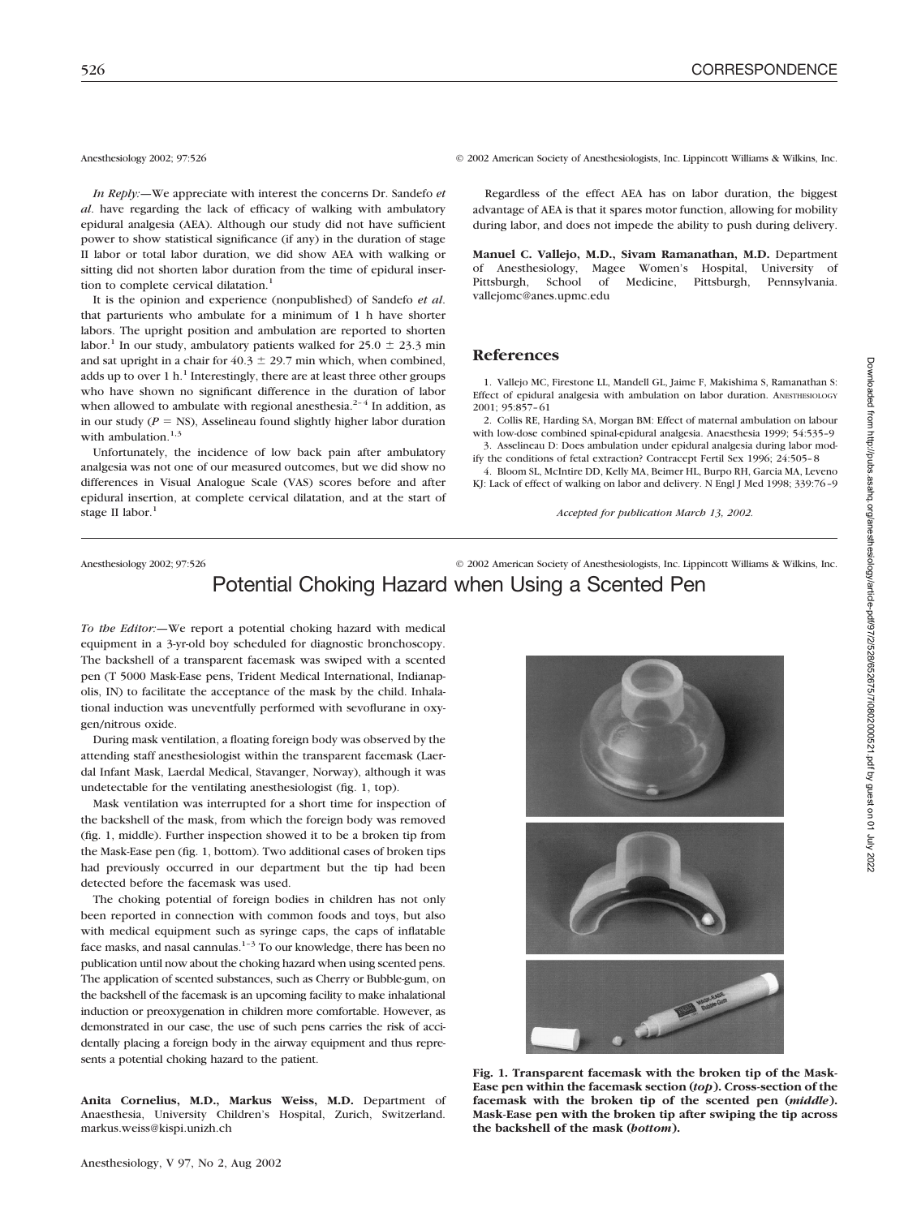Anesthesiology 2002; 97:526 © 2002 American Society of Anesthesiologists, Inc. Lippincott Williams & Wilkins, Inc.

*In Reply:*—We appreciate with interest the concerns Dr. Sandefo *et al*. have regarding the lack of efficacy of walking with ambulatory epidural analgesia (AEA). Although our study did not have sufficient power to show statistical significance (if any) in the duration of stage II labor or total labor duration, we did show AEA with walking or sitting did not shorten labor duration from the time of epidural insertion to complete cervical dilatation.[1]

It is the opinion and experience (nonpublished) of Sandefo *et al*. that parturients who ambulate for a minimum of 1 h have shorter labors. The upright position and ambulation are reported to shorten labor.[1] In our study, ambulatory patients walked for $25.0 \pm 23.3$ min and sat upright in a chair for $40.3 \pm 29.7$ min which, when combined, adds up to over 1 h.[1] Interestingly, there are at least three other groups who have shown no significant difference in the duration of labor when allowed to ambulate with regional anesthesia.[2–4] In addition, as in our study ($P$ = NS), Asselineau found slightly higher labor duration with ambulation.[1,3]

Unfortunately, the incidence of low back pain after ambulatory analgesia was not one of our measured outcomes, but we did show no differences in Visual Analogue Scale (VAS) scores before and after epidural insertion, at complete cervical dilatation, and at the start of stage II labor.[1]

Regardless of the effect AEA has on labor duration, the biggest advantage of AEA is that it spares motor function, allowing for mobility during labor, and does not impede the ability to push during delivery.

**Manuel C. Vallejo, M.D., Sivam Ramanathan, M.D.** Department of Anesthesiology, Magee Women's Hospital, University of Pittsburgh, School of Medicine, Pittsburgh, Pennsylvania. vallejomc@anes.upmc.edu

## References

1. Vallejo MC, Firestone LL, Mandell GL, Jaime F, Makishima S, Ramanathan S: Effect of epidural analgesia with ambulation on labor duration. ANESTHESIOLOGY 2001; 95:857–61
2. Collis RE, Harding SA, Morgan BM: Effect of maternal ambulation on labour with low-dose combined spinal-epidural analgesia. Anaesthesia 1999; 54:535–9
3. Asselineau D: Does ambulation under epidural analgesia during labor modify the conditions of fetal extraction? Contracept Fertil Sex 1996; 24:505–8
4. Bloom SL, McIntire DD, Kelly MA, Beimer HL, Burpo RH, Garcia MA, Leveno KJ: Lack of effect of walking on labor and delivery. N Engl J Med 1998; 339:76–9

*Accepted for publication March 13, 2002.*

Anesthesiology 2002; 97:526 © 2002 American Society of Anesthesiologists, Inc. Lippincott Williams & Wilkins, Inc.

# Potential Choking Hazard when Using a Scented Pen

*To the Editor:*—We report a potential choking hazard with medical equipment in a 3-yr-old boy scheduled for diagnostic bronchoscopy. The backshell of a transparent facemask was swiped with a scented pen (T 5000 Mask-Ease pens, Trident Medical International, Indianapolis, IN) to facilitate the acceptance of the mask by the child. Inhalational induction was uneventfully performed with sevoflurane in oxygen/nitrous oxide.

During mask ventilation, a floating foreign body was observed by the attending staff anesthesiologist within the transparent facemask (Laerdal Infant Mask, Laerdal Medical, Stavanger, Norway), although it was undetectable for the ventilating anesthesiologist (fig. 1, top).

Mask ventilation was interrupted for a short time for inspection of the backshell of the mask, from which the foreign body was removed (fig. 1, middle). Further inspection showed it to be a broken tip from the Mask-Ease pen (fig. 1, bottom). Two additional cases of broken tips had previously occurred in our department but the tip had been detected before the facemask was used.

The choking potential of foreign bodies in children has not only been reported in connection with common foods and toys, but also with medical equipment such as syringe caps, the caps of inflatable face masks, and nasal cannulas.[1–3] To our knowledge, there has been no publication until now about the choking hazard when using scented pens. The application of scented substances, such as Cherry or Bubble-gum, on the backshell of the facemask is an upcoming facility to make inhalational induction or preoxygenation in children more comfortable. However, as demonstrated in our case, the use of such pens carries the risk of accidentally placing a foreign body in the airway equipment and thus represents a potential choking hazard to the patient.

**Anita Cornelius, M.D., Markus Weiss, M.D.** Department of Anaesthesia, University Children's Hospital, Zurich, Switzerland. markus.weiss@kispi.unizh.ch

**Fig. 1. Transparent facemask with the broken tip of the Mask-Ease pen within the facemask section (*top*). Cross-section of the facemask with the broken tip of the scented pen (*middle*). Mask-Ease pen with the broken tip after swiping the tip across the backshell of the mask (*bottom*).**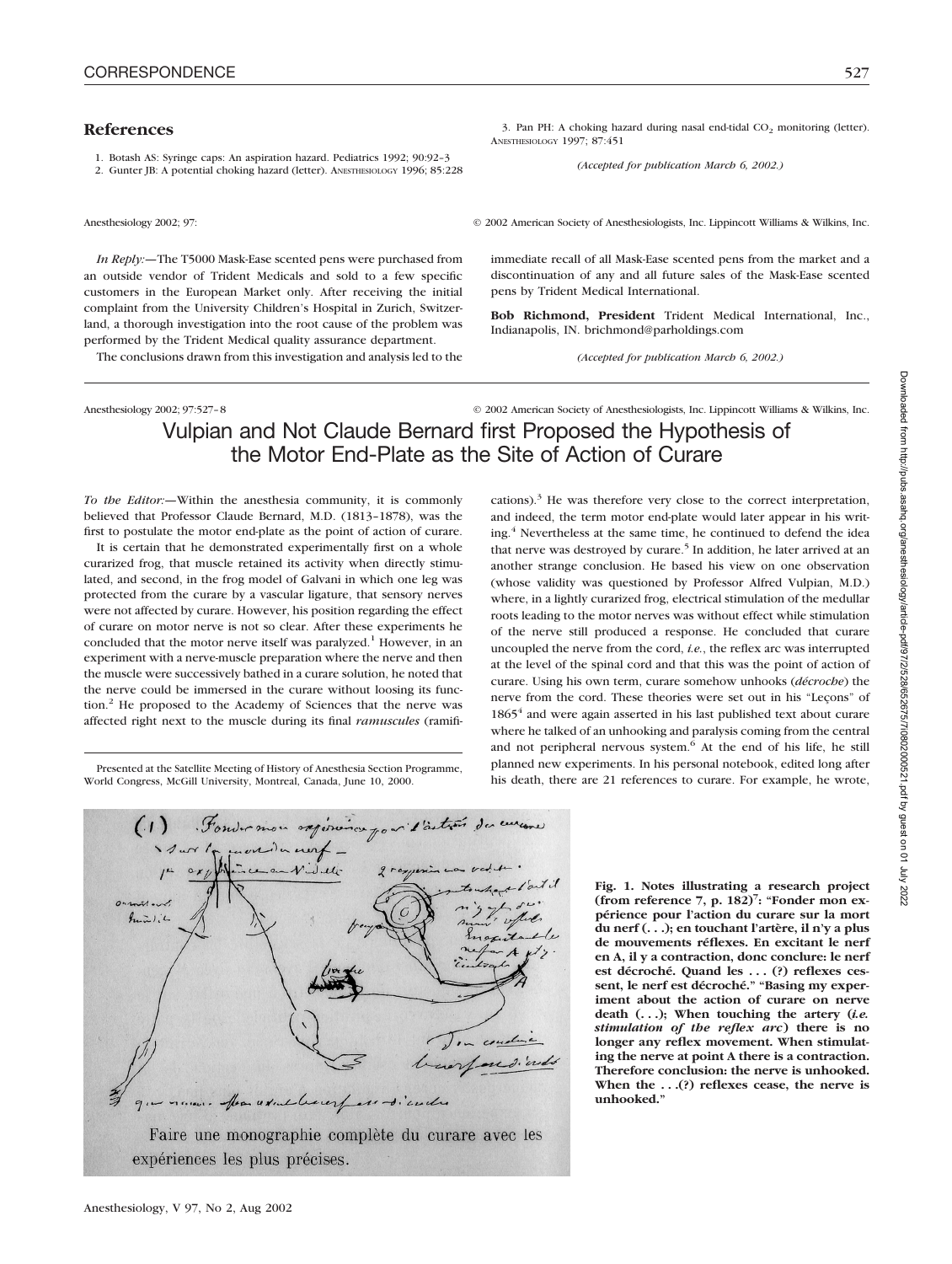## References

1. Botash AS: Syringe caps: An aspiration hazard. Pediatrics 1992; 90:92–3
2. Gunter JB: A potential choking hazard (letter). ANESTHESIOLOGY 1996; 85:228
3. Pan PH: A choking hazard during nasal end-tidal $CO_2$ monitoring (letter). ANESTHESIOLOGY 1997; 87:451

*(Accepted for publication March 6, 2002.)*

Anesthesiology 2002; 97:

© 2002 American Society of Anesthesiologists, Inc. Lippincott Williams & Wilkins, Inc.

*In Reply:*—The T5000 Mask-Ease scented pens were purchased from an outside vendor of Trident Medicals and sold to a few specific customers in the European Market only. After receiving the initial complaint from the University Children's Hospital in Zurich, Switzerland, a thorough investigation into the root cause of the problem was performed by the Trident Medical quality assurance department.

The conclusions drawn from this investigation and analysis led to the immediate recall of all Mask-Ease scented pens from the market and a discontinuation of any and all future sales of the Mask-Ease scented pens by Trident Medical International.

**Bob Richmond, President** Trident Medical International, Inc., Indianapolis, IN. brichmond@parholdings.com

*(Accepted for publication March 6, 2002.)*

Anesthesiology 2002; 97:527–8

© 2002 American Society of Anesthesiologists, Inc. Lippincott Williams & Wilkins, Inc.

# Vulpian and Not Claude Bernard first Proposed the Hypothesis of the Motor End-Plate as the Site of Action of Curare

*To the Editor:*—Within the anesthesia community, it is commonly believed that Professor Claude Bernard, M.D. (1813–1878), was the first to postulate the motor end-plate as the point of action of curare.

It is certain that he demonstrated experimentally first on a whole curarized frog, that muscle retained its activity when directly stimulated, and second, in the frog model of Galvani in which one leg was protected from the curare by a vascular ligature, that sensory nerves were not affected by curare. However, his position regarding the effect of curare on motor nerve is not so clear. After these experiments he concluded that the motor nerve itself was paralyzed.[1] However, in an experiment with a nerve-muscle preparation where the nerve and then the muscle were successively bathed in a curare solution, he noted that the nerve could be immersed in the curare without loosing its function.[2] He proposed to the Academy of Sciences that the nerve was affected right next to the muscle during its final *ramuscules* (ramifications).[3] He was therefore very close to the correct interpretation, and indeed, the term motor end-plate would later appear in his writing.[4] Nevertheless at the same time, he continued to defend the idea that nerve was destroyed by curare.[5] In addition, he later arrived at an another strange conclusion. He based his view on one observation (whose validity was questioned by Professor Alfred Vulpian, M.D.) where, in a lightly curarized frog, electrical stimulation of the medullar roots leading to the motor nerves was without effect while stimulation of the nerve still produced a response. He concluded that curare uncoupled the nerve from the cord, *i.e.*, the reflex arc was interrupted at the level of the spinal cord and that this was the point of action of curare. Using his own term, curare somehow unhooks (*décroche*) the nerve from the cord. These theories were set out in his "Leçons" of 1865[4] and were again asserted in his last published text about curare where he talked of an unhooking and paralysis coming from the central and not peripheral nervous system.[6] At the end of his life, he still planned new experiments. In his personal notebook, edited long after his death, there are 21 references to curare. For example, he wrote,

Presented at the Satellite Meeting of History of Anesthesia Section Programme, World Congress, McGill University, Montreal, Canada, June 10, 2000.

Faire une monographie complète du curare avec les expériences les plus précises.

**Fig. 1. Notes illustrating a research project (from reference 7, p. 182)[7]: "Fonder mon expérience pour l'action du curare sur la mort du nerf (. . .); en touchant l'artère, il n'y a plus de mouvements réflexes. En excitant le nerf en A, il y a contraction, donc conclure: le nerf est décroché. Quand les . . . (?) reflexes cessent, le nerf est décroché." "Basing my experiment about the action of curare on nerve death (. . .); When touching the artery (*i.e. stimulation of the reflex arc*) there is no longer any reflex movement. When stimulating the nerve at point A there is a contraction. Therefore conclusion: the nerve is unhooked. When the . . .(?) reflexes cease, the nerve is unhooked."**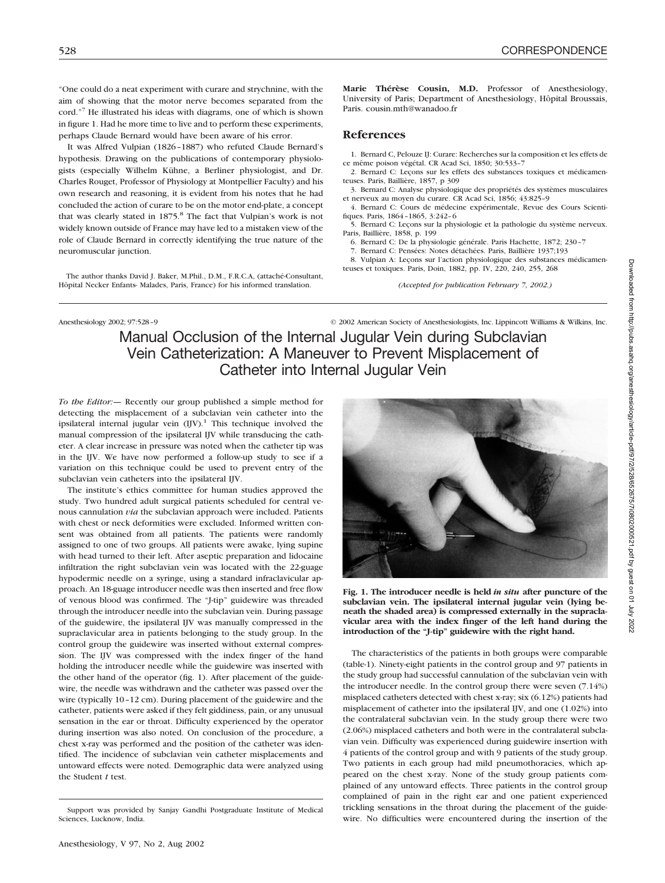"One could do a neat experiment with curare and strychnine, with the aim of showing that the motor nerve becomes separated from the cord."[7] He illustrated his ideas with diagrams, one of which is shown in figure 1. Had he more time to live and to perform these experiments, perhaps Claude Bernard would have been aware of his error.

It was Alfred Vulpian (1826–1887) who refuted Claude Bernard's hypothesis. Drawing on the publications of contemporary physiologists (especially Wilhelm Kühne, a Berliner physiologist, and Dr. Charles Rouget, Professor of Physiology at Montpellier Faculty) and his own research and reasoning, it is evident from his notes that he had concluded the action of curare to be on the motor end-plate, a concept that was clearly stated in 1875.[8] The fact that Vulpian's work is not widely known outside of France may have led to a mistaken view of the role of Claude Bernard in correctly identifying the true nature of the neuromuscular junction.

The author thanks David J. Baker, M.Phil., D.M., F.R.C.A, (attaché-Consultant, Hôpital Necker Enfants- Malades, Paris, France) for his informed translation.

**Marie Thérèse Cousin, M.D.** Professor of Anesthesiology, University of Paris; Department of Anesthesiology, Hôpital Broussais, Paris. cousin.mth@wanadoo.fr

## References

1. Bernard C, Pelouze IJ: Curare: Recherches sur la composition et les effets de ce même poison végétal. CR Acad Sci, 1850; 30:533–7
2. Bernard C: Leçons sur les effets des substances toxiques et médicamenteuses. Paris, Baillière, 1857, p 309
3. Bernard C: Analyse physiologique des propriétés des systèmes musculaires et nerveux au moyen du curare. CR Acad Sci, 1856; 43:825–9
4. Bernard C: Cours de médecine expérimentale, Revue des Cours Scientifiques. Paris, 1864–1865, 3:242–6
5. Bernard C: Leçons sur la physiologie et la pathologie du système nerveux. Paris, Baillière, 1858, p. 199
6. Bernard C: De la physiologie générale. Paris Hachette, 1872; 230–7
7. Bernard C: Pensées: Notes détachées. Paris, Baillière 1937;193
8. Vulpian A: Leçons sur l'action physiologique des substances médicamenteuses et toxiques. Paris, Doin, 1882, pp. IV, 220, 240, 255, 268

*(Accepted for publication February 7, 2002.)*

Anesthesiology 2002; 97:528–9 © 2002 American Society of Anesthesiologists, Inc. Lippincott Williams & Wilkins, Inc.

# Manual Occlusion of the Internal Jugular Vein during Subclavian Vein Catheterization: A Maneuver to Prevent Misplacement of Catheter into Internal Jugular Vein

*To the Editor:*— Recently our group published a simple method for detecting the misplacement of a subclavian vein catheter into the ipsilateral internal jugular vein (IJV).[1] This technique involved the manual compression of the ipsilateral IJV while transducing the catheter. A clear increase in pressure was noted when the catheter tip was in the IJV. We have now performed a follow-up study to see if a variation on this technique could be used to prevent entry of the subclavian vein catheters into the ipsilateral IJV.

The institute's ethics committee for human studies approved the study. Two hundred adult surgical patients scheduled for central venous cannulation *via* the subclavian approach were included. Patients with chest or neck deformities were excluded. Informed written consent was obtained from all patients. The patients were randomly assigned to one of two groups. All patients were awake, lying supine with head turned to their left. After aseptic preparation and lidocaine infiltration the right subclavian vein was located with the 22-guage hypodermic needle on a syringe, using a standard infraclavicular approach. An 18-guage introducer needle was then inserted and free flow of venous blood was confirmed. The "J-tip" guidewire was threaded through the introducer needle into the subclavian vein. During passage of the guidewire, the ipsilateral IJV was manually compressed in the supraclavicular area in patients belonging to the study group. In the control group the guidewire was inserted without external compression. The IJV was compressed with the index finger of the hand holding the introducer needle while the guidewire was inserted with the other hand of the operator (fig. 1). After placement of the guidewire, the needle was withdrawn and the catheter was passed over the wire (typically 10–12 cm). During placement of the guidewire and the catheter, patients were asked if they felt giddiness, pain, or any unusual sensation in the ear or throat. Difficulty experienced by the operator during insertion was also noted. On conclusion of the procedure, a chest x-ray was performed and the position of the catheter was identified. The incidence of subclavian vein catheter misplacements and untoward effects were noted. Demographic data were analyzed using the Student *t* test.

Support was provided by Sanjay Gandhi Postgraduate Institute of Medical Sciences, Lucknow, India.

**Fig. 1. The introducer needle is held *in situ* after puncture of the subclavian vein. The ipsilateral internal jugular vein (lying beneath the shaded area) is compressed externally in the supraclavicular area with the index finger of the left hand during the introduction of the "J-tip" guidewire with the right hand.**

The characteristics of the patients in both groups were comparable (table-1). Ninety-eight patients in the control group and 97 patients in the study group had successful cannulation of the subclavian vein with the introducer needle. In the control group there were seven (7.14%) misplaced catheters detected with chest x-ray; six (6.12%) patients had misplacement of catheter into the ipsilateral IJV, and one (1.02%) into the contralateral subclavian vein. In the study group there were two (2.06%) misplaced catheters and both were in the contralateral subclavian vein. Difficulty was experienced during guidewire insertion with 4 patients of the control group and with 9 patients of the study group. Two patients in each group had mild pneumothoracies, which appeared on the chest x-ray. None of the study group patients complained of any untoward effects. Three patients in the control group complained of pain in the right ear and one patient experienced trickling sensations in the throat during the placement of the guidewire. No difficulties were encountered during the insertion of the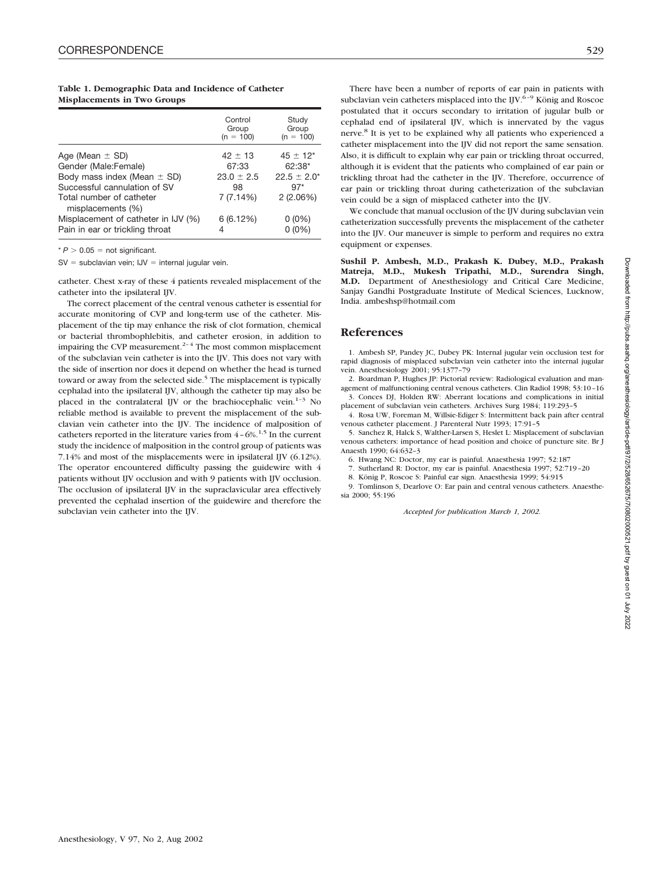**Table 1. Demographic Data and Incidence of Catheter Misplacements in Two Groups**

| | Control Group (n = 100) | Study Group (n = 100) |
|---|---|---|
| Age (Mean ± SD) | 42 ± 13 | 45 ± 12* |
| Gender (Male:Female) | 67:33 | 62:38* |
| Body mass index (Mean ± SD) | 23.0 ± 2.5 | 22.5 ± 2.0* |
| Successful cannulation of SV | 98 | 97* |
| Total number of catheter misplacements (%) | 7 (7.14%) | 2 (2.06%) |
| Misplacement of catheter in IJV (%) | 6 (6.12%) | 0 (0%) |
| Pain in ear or trickling throat | 4 | 0 (0%) |

* $P > 0.05$ = not significant.

SV = subclavian vein; IJV = internal jugular vein.

catheter. Chest x-ray of these 4 patients revealed misplacement of the catheter into the ipsilateral IJV.

The correct placement of the central venous catheter is essential for accurate monitoring of CVP and long-term use of the catheter. Misplacement of the tip may enhance the risk of clot formation, chemical or bacterial thrombophlebitis, and catheter erosion, in addition to impairing the CVP measurement.[2–4] The most common misplacement of the subclavian vein catheter is into the IJV. This does not vary with the side of insertion nor does it depend on whether the head is turned toward or away from the selected side.[5] The misplacement is typically cephalad into the ipsilateral IJV, although the catheter tip may also be placed in the contralateral IJV or the brachiocephalic vein.[1–3] No reliable method is available to prevent the misplacement of the subclavian vein catheter into the IJV. The incidence of malposition of catheters reported in the literature varies from 4–6%.[1,5] In the current study the incidence of malposition in the control group of patients was 7.14% and most of the misplacements were in ipsilateral IJV (6.12%). The operator encountered difficulty passing the guidewire with 4 patients without IJV occlusion and with 9 patients with IJV occlusion. The occlusion of ipsilateral IJV in the supraclavicular area effectively prevented the cephalad insertion of the guidewire and therefore the subclavian vein catheter into the IJV.

There have been a number of reports of ear pain in patients with subclavian vein catheters misplaced into the IJV.[6–9] König and Roscoe postulated that it occurs secondary to irritation of jugular bulb or cephalad end of ipsilateral IJV, which is innervated by the vagus nerve.[8] It is yet to be explained why all patients who experienced a catheter misplacement into the IJV did not report the same sensation. Also, it is difficult to explain why ear pain or trickling throat occurred, although it is evident that the patients who complained of ear pain or trickling throat had the catheter in the IJV. Therefore, occurrence of ear pain or trickling throat during catheterization of the subclavian vein could be a sign of misplaced catheter into the IJV.

We conclude that manual occlusion of the IJV during subclavian vein catheterization successfully prevents the misplacement of the catheter into the IJV. Our maneuver is simple to perform and requires no extra equipment or expenses.

**Sushil P. Ambesh, M.D., Prakash K. Dubey, M.D., Prakash Matreja, M.D., Mukesh Tripathi, M.D., Surendra Singh, M.D.** Department of Anesthesiology and Critical Care Medicine, Sanjay Gandhi Postgraduate Institute of Medical Sciences, Lucknow, India. ambeshsp@hotmail.com

## References

1. Ambesh SP, Pandey JC, Dubey PK: Internal jugular vein occlusion test for rapid diagnosis of misplaced subclavian vein catheter into the internal jugular vein. Anesthesiology 2001; 95:1377–79
2. Boardman P, Hughes JP: Pictorial review: Radiological evaluation and management of malfunctioning central venous catheters. Clin Radiol 1998; 53:10–16
3. Conces DJ, Holden RW: Aberrant locations and complications in initial placement of subclavian vein catheters. Archives Surg 1984; 119:293–5
4. Rosa UW, Foreman M, Willsie-Ediger S: Intermittent back pain after central venous catheter placement. J Parenteral Nutr 1993; 17:91–5
5. Sanchez R, Halck S, Walther-Larsen S, Heslet L: Misplacement of subclavian venous catheters: importance of head position and choice of puncture site. Br J Anaesth 1990; 64:632–3
6. Hwang NC: Doctor, my ear is painful. Anaesthesia 1997; 52:187
7. Sutherland R: Doctor, my ear is painful. Anaesthesia 1997; 52:719–20
8. König P, Roscoe S: Painful ear sign. Anaesthesia 1999; 54:915
9. Tomlinson S, Dearlove O: Ear pain and central venous catheters. Anaesthesia 2000; 55:196

*Accepted for publication March 1, 2002.*